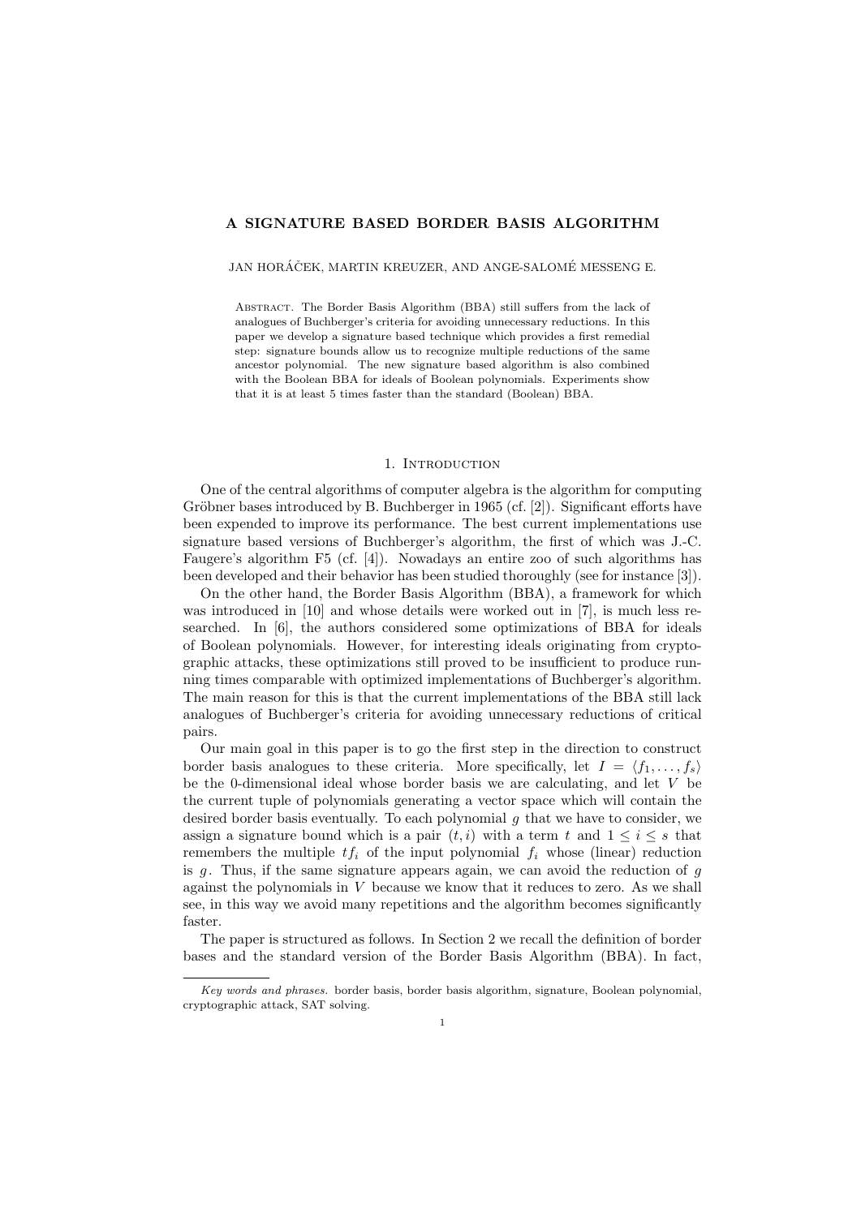# A SIGNATURE BASED BORDER BASIS ALGORITHM

JAN HORÁČEK, MARTIN KREUZER, AND ANGE-SALOMÉ MESSENG E.

Abstract. The Border Basis Algorithm (BBA) still suffers from the lack of analogues of Buchberger's criteria for avoiding unnecessary reductions. In this paper we develop a signature based technique which provides a first remedial step: signature bounds allow us to recognize multiple reductions of the same ancestor polynomial. The new signature based algorithm is also combined with the Boolean BBA for ideals of Boolean polynomials. Experiments show that it is at least 5 times faster than the standard (Boolean) BBA.

## 1. Introduction

One of the central algorithms of computer algebra is the algorithm for computing Gröbner bases introduced by B. Buchberger in 1965 (cf. [2]). Significant efforts have been expended to improve its performance. The best current implementations use signature based versions of Buchberger's algorithm, the first of which was J.-C. Faugere's algorithm F5 (cf. [4]). Nowadays an entire zoo of such algorithms has been developed and their behavior has been studied thoroughly (see for instance [3]).

On the other hand, the Border Basis Algorithm (BBA), a framework for which was introduced in [10] and whose details were worked out in [7], is much less researched. In [6], the authors considered some optimizations of BBA for ideals of Boolean polynomials. However, for interesting ideals originating from cryptographic attacks, these optimizations still proved to be insufficient to produce running times comparable with optimized implementations of Buchberger's algorithm. The main reason for this is that the current implementations of the BBA still lack analogues of Buchberger's criteria for avoiding unnecessary reductions of critical pairs.

Our main goal in this paper is to go the first step in the direction to construct border basis analogues to these criteria. More specifically, let $I = \langle f_1, \dots, f_s \rangle$ be the 0-dimensional ideal whose border basis we are calculating, and let $V$ be the current tuple of polynomials generating a vector space which will contain the desired border basis eventually. To each polynomial $g$ that we have to consider, we assign a signature bound which is a pair $(t, i)$ with a term $t$ and $1 \leq i \leq s$ that remembers the multiple $tf_i$ of the input polynomial $f_i$ whose (linear) reduction is $g$. Thus, if the same signature appears again, we can avoid the reduction of $g$ against the polynomials in $V$ because we know that it reduces to zero. As we shall see, in this way we avoid many repetitions and the algorithm becomes significantly faster.

The paper is structured as follows. In Section 2 we recall the definition of border bases and the standard version of the Border Basis Algorithm (BBA). In fact,

*Key words and phrases.* border basis, border basis algorithm, signature, Boolean polynomial, cryptographic attack, SAT solving.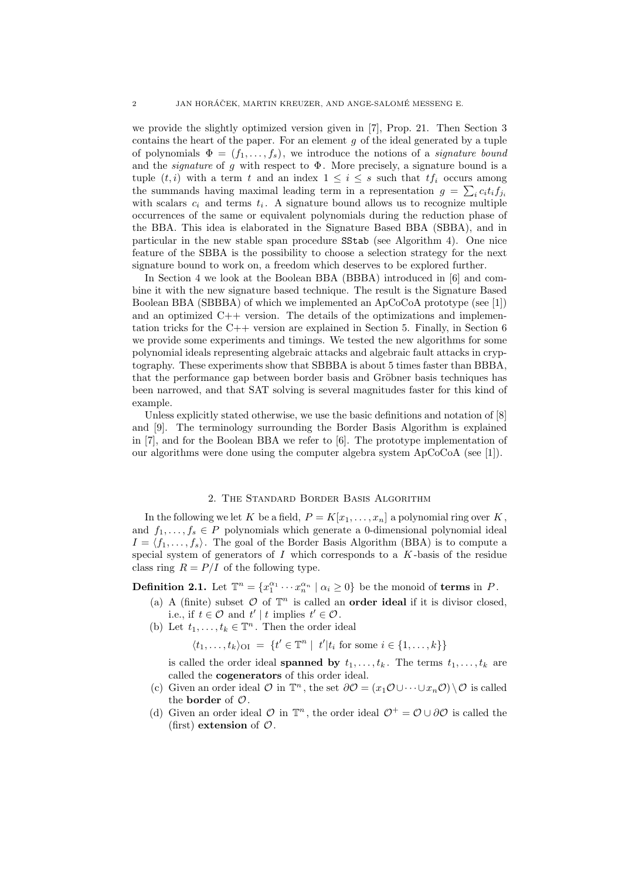we provide the slightly optimized version given in [7], Prop. 21. Then Section 3 contains the heart of the paper. For an element $g$ of the ideal generated by a tuple of polynomials $\Phi = (f_1, \dots, f_s)$, we introduce the notions of a *signature bound* and the *signature* of $g$ with respect to $\Phi$. More precisely, a signature bound is a tuple $(t, i)$ with a term $t$ and an index $1 \le i \le s$ such that $tf_i$ occurs among the summands having maximal leading term in a representation $g = \sum_i c_i t_i f_{j_i}$ with scalars $c_i$ and terms $t_i$. A signature bound allows us to recognize multiple occurrences of the same or equivalent polynomials during the reduction phase of the BBA. This idea is elaborated in the Signature Based BBA (SBBA), and in particular in the new stable span procedure `SStab` (see Algorithm 4). One nice feature of the SBBA is the possibility to choose a selection strategy for the next signature bound to work on, a freedom which deserves to be explored further.

In Section 4 we look at the Boolean BBA (BBBA) introduced in [6] and combine it with the new signature based technique. The result is the Signature Based Boolean BBA (SBBBA) of which we implemented an ApCoCoA prototype (see [1]) and an optimized C++ version. The details of the optimizations and implementation tricks for the C++ version are explained in Section 5. Finally, in Section 6 we provide some experiments and timings. We tested the new algorithms for some polynomial ideals representing algebraic attacks and algebraic fault attacks in cryptography. These experiments show that SBBBA is about 5 times faster than BBBA, that the performance gap between border basis and Gröbner basis techniques has been narrowed, and that SAT solving is several magnitudes faster for this kind of example.

Unless explicitly stated otherwise, we use the basic definitions and notation of [8] and [9]. The terminology surrounding the Border Basis Algorithm is explained in [7], and for the Boolean BBA we refer to [6]. The prototype implementation of our algorithms were done using the computer algebra system ApCoCoA (see [1]).

## 2. The Standard Border Basis Algorithm

In the following we let $K$ be a field, $P = K[x_1, \dots, x_n]$ a polynomial ring over $K$, and $f_1, \dots, f_s \in P$ polynomials which generate a 0-dimensional polynomial ideal $I = \langle f_1, \dots, f_s \rangle$. The goal of the Border Basis Algorithm (BBA) is to compute a special system of generators of $I$ which corresponds to a $K$-basis of the residue class ring $R = P/I$ of the following type.

**Definition 2.1.** Let $\mathbb{T}^n = \{x_1^{\alpha_1} \cdots x_n^{\alpha_n} \mid \alpha_i \ge 0\}$ be the monoid of **terms** in $P$.

(a) A (finite) subset $\mathcal{O}$ of $\mathbb{T}^n$ is called an **order ideal** if it is divisor closed, i.e., if $t \in \mathcal{O}$ and $t' \mid t$ implies $t' \in \mathcal{O}$.

(b) Let $t_1, \dots, t_k \in \mathbb{T}^n$. Then the order ideal

$$\langle t_1, \dots, t_k \rangle_{\mathrm{OI}} \;=\; \{t' \in \mathbb{T}^n \mid \; t' | t_i \text{ for some } i \in \{1, \dots, k\}\}$$

is called the order ideal **spanned by** $t_1, \dots, t_k$. The terms $t_1, \dots, t_k$ are called the **cogenerators** of this order ideal.

(c) Given an order ideal $\mathcal{O}$ in $\mathbb{T}^n$, the set $\partial\mathcal{O} = (x_1\mathcal{O} \cup \dots \cup x_n\mathcal{O}) \setminus \mathcal{O}$ is called the **border** of $\mathcal{O}$.

(d) Given an order ideal $\mathcal{O}$ in $\mathbb{T}^n$, the order ideal $\mathcal{O}^+ = \mathcal{O} \cup \partial\mathcal{O}$ is called the (first) **extension** of $\mathcal{O}$.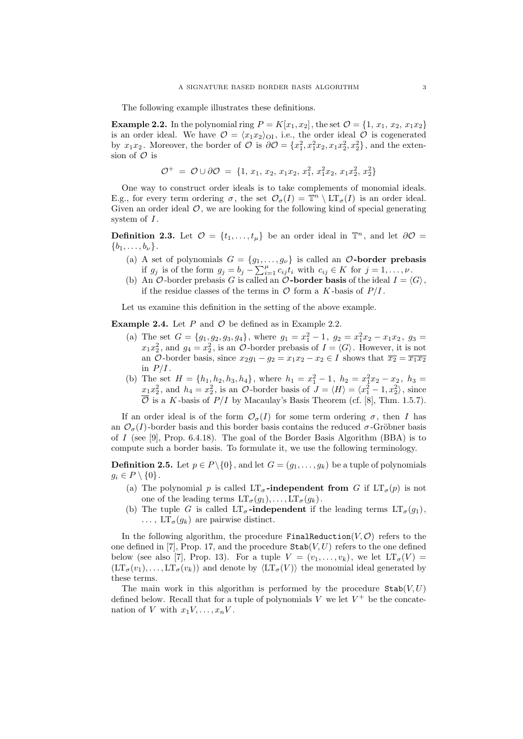The following example illustrates these definitions.

**Example 2.2.** In the polynomial ring $P = K[x_1, x_2]$, the set $\mathcal{O} = \{1,\, x_1,\, x_2,\, x_1x_2\}$ is an order ideal. We have $\mathcal{O} = \langle x_1x_2\rangle_{\rm OI}$, i.e., the order ideal $\mathcal{O}$ is cogenerated by $x_1x_2$. Moreover, the border of $\mathcal{O}$ is $\partial\mathcal{O} = \{x_1^2, x_1^2x_2, x_1x_2^2, x_2^2\}$, and the extension of $\mathcal{O}$ is

$$\mathcal{O}^+ \;=\; \mathcal{O} \cup \partial\mathcal{O} \;=\; \{1,\, x_1,\, x_2,\, x_1x_2,\, x_1^2,\, x_1^2x_2,\, x_1x_2^2,\, x_2^2\}$$

One way to construct order ideals is to take complements of monomial ideals. E.g., for every term ordering $\sigma$, the set $\mathcal{O}_\sigma(I) = \mathbb{T}^n \setminus \mathrm{LT}_\sigma(I)$ is an order ideal. Given an order ideal $\mathcal{O}$, we are looking for the following kind of special generating system of $I$.

**Definition 2.3.** Let $\mathcal{O} = \{t_1, \dots, t_\mu\}$ be an order ideal in $\mathbb{T}^n$, and let $\partial\mathcal{O} = \{b_1, \dots, b_\nu\}$.

(a) A set of polynomials $G = \{g_1, \dots, g_\nu\}$ is called an **$\mathcal{O}$-border prebasis** if $g_j$ is of the form $g_j = b_j - \sum_{i=1}^{\mu} c_{ij}t_i$ with $c_{ij} \in K$ for $j = 1, \dots, \nu$.

(b) An $\mathcal{O}$-border prebasis $G$ is called an **$\mathcal{O}$-border basis** of the ideal $I = \langle G\rangle$, if the residue classes of the terms in $\mathcal{O}$ form a $K$-basis of $P/I$.

Let us examine this definition in the setting of the above example.

**Example 2.4.** Let $P$ and $\mathcal{O}$ be defined as in Example 2.2.

(a) The set $G = \{g_1, g_2, g_3, g_4\}$, where $g_1 = x_1^2 - 1,\ g_2 = x_1^2x_2 - x_1x_2,\ g_3 = x_1x_2^2$, and $g_4 = x_2^2$, is an $\mathcal{O}$-border prebasis of $I = \langle G\rangle$. However, it is not an $\mathcal{O}$-border basis, since $x_2g_1 - g_2 = x_1x_2 - x_2 \in I$ shows that $\overline{x_2} = \overline{x_1x_2}$ in $P/I$.

(b) The set $H = \{h_1, h_2, h_3, h_4\}$, where $h_1 = x_1^2 - 1,\ h_2 = x_1^2x_2 - x_2,\ h_3 = x_1x_2^2$, and $h_4 = x_2^2$, is an $\mathcal{O}$-border basis of $J = \langle H\rangle = \langle x_1^2 - 1, x_2^2\rangle$, since $\overline{\mathcal{O}}$ is a $K$-basis of $P/I$ by Macaulay's Basis Theorem (cf. [8], Thm. 1.5.7).

If an order ideal is of the form $\mathcal{O}_\sigma(I)$ for some term ordering $\sigma$, then $I$ has an $\mathcal{O}_\sigma(I)$-border basis and this border basis contains the reduced $\sigma$-Gröbner basis of $I$ (see [9], Prop. 6.4.18). The goal of the Border Basis Algorithm (BBA) is to compute such a border basis. To formulate it, we use the following terminology.

**Definition 2.5.** Let $p \in P\setminus\{0\}$, and let $G = (g_1, \dots, g_k)$ be a tuple of polynomials $g_i \in P \setminus \{0\}$.

(a) The polynomial $p$ is called **$\mathrm{LT}_\sigma$-independent from** $G$ if $\mathrm{LT}_\sigma(p)$ is not one of the leading terms $\mathrm{LT}_\sigma(g_1), \dots, \mathrm{LT}_\sigma(g_k)$.

(b) The tuple $G$ is called **$\mathrm{LT}_\sigma$-independent** if the leading terms $\mathrm{LT}_\sigma(g_1)$, $\dots$, $\mathrm{LT}_\sigma(g_k)$ are pairwise distinct.

In the following algorithm, the procedure `FinalReduction`$(V, \mathcal{O})$ refers to the one defined in [7], Prop. 17, and the procedure `Stab`$(V, U)$ refers to the one defined below (see also [7], Prop. 13). For a tuple $V = (v_1, \dots, v_k)$, we let $\mathrm{LT}_\sigma(V) = (\mathrm{LT}_\sigma(v_1), \dots, \mathrm{LT}_\sigma(v_k))$ and denote by $\langle \mathrm{LT}_\sigma(V)\rangle$ the monomial ideal generated by these terms.

The main work in this algorithm is performed by the procedure `Stab`$(V, U)$ defined below. Recall that for a tuple of polynomials $V$ we let $V^+$ be the concatenation of $V$ with $x_1V, \dots, x_nV$.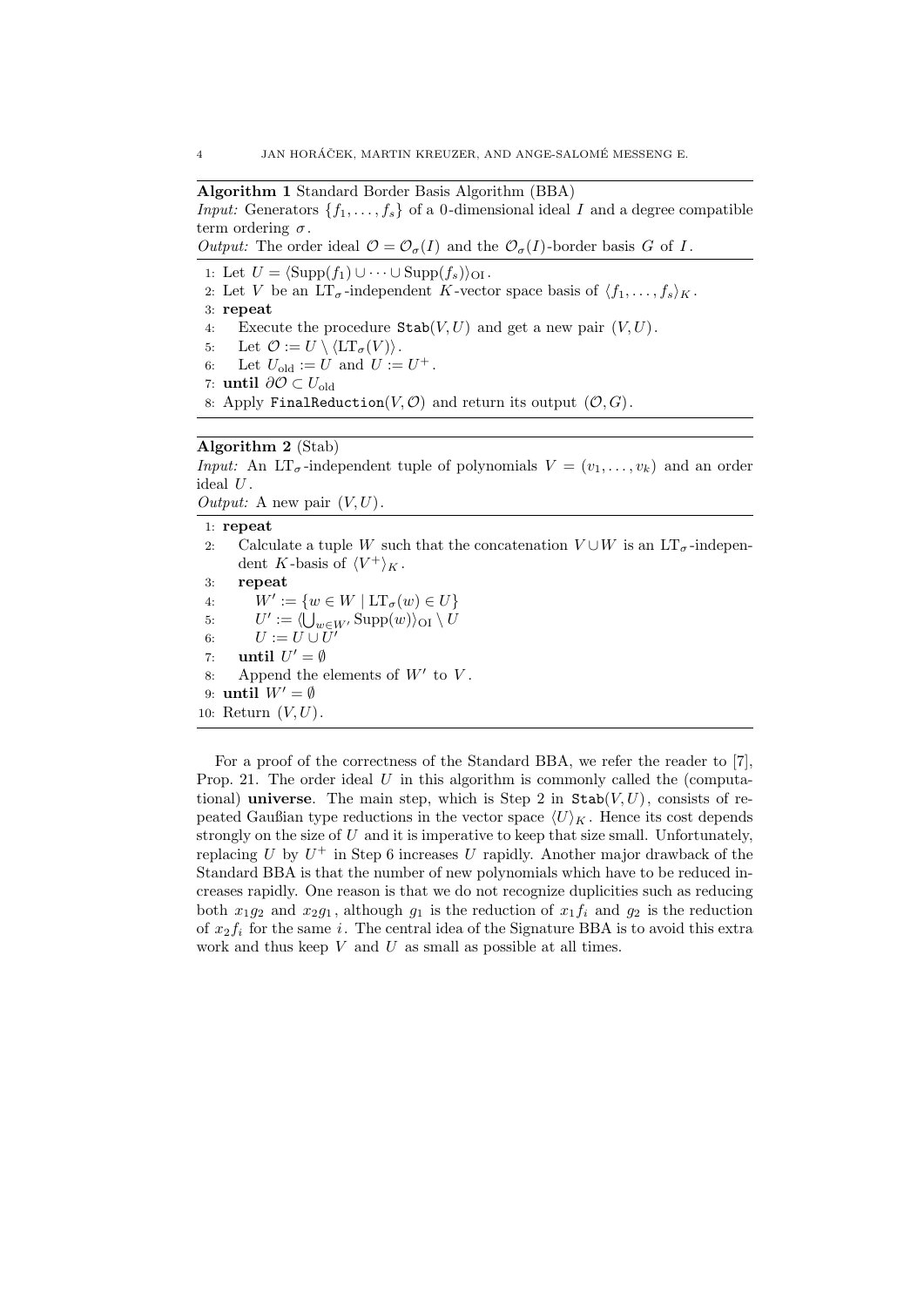**Algorithm 1** Standard Border Basis Algorithm (BBA)

*Input:* Generators $\{f_1, \dots, f_s\}$ of a 0-dimensional ideal $I$ and a degree compatible term ordering $\sigma$.

*Output:* The order ideal $\mathcal{O} = \mathcal{O}_\sigma(I)$ and the $\mathcal{O}_\sigma(I)$-border basis $G$ of $I$.

1: Let $U = \langle \mathrm{Supp}(f_1) \cup \dots \cup \mathrm{Supp}(f_s) \rangle_{\mathrm{OI}}$.
2: Let $V$ be an $\mathrm{LT}_\sigma$-independent $K$-vector space basis of $\langle f_1, \dots, f_s \rangle_K$.
3: **repeat**
4: &nbsp;&nbsp;&nbsp;&nbsp;Execute the procedure `Stab`$(V, U)$ and get a new pair $(V, U)$.
5: &nbsp;&nbsp;&nbsp;&nbsp;Let $\mathcal{O} := U \setminus \langle \mathrm{LT}_\sigma(V) \rangle$.
6: &nbsp;&nbsp;&nbsp;&nbsp;Let $U_{\mathrm{old}} := U$ and $U := U^+$.
7: **until** $\partial \mathcal{O} \subset U_{\mathrm{old}}$
8: Apply `FinalReduction`$(V, \mathcal{O})$ and return its output $(\mathcal{O}, G)$.

**Algorithm 2** (Stab)

*Input:* An $\mathrm{LT}_\sigma$-independent tuple of polynomials $V = (v_1, \dots, v_k)$ and an order ideal $U$.

*Output:* A new pair $(V, U)$.

1: **repeat**
2: &nbsp;&nbsp;&nbsp;&nbsp;Calculate a tuple $W$ such that the concatenation $V \cup W$ is an $\mathrm{LT}_\sigma$-independent $K$-basis of $\langle V^+ \rangle_K$.
3: &nbsp;&nbsp;&nbsp;&nbsp;**repeat**
4: &nbsp;&nbsp;&nbsp;&nbsp;&nbsp;&nbsp;&nbsp;&nbsp;$W' := \{w \in W \mid \mathrm{LT}_\sigma(w) \in U\}$
5: &nbsp;&nbsp;&nbsp;&nbsp;&nbsp;&nbsp;&nbsp;&nbsp;$U' := \langle \bigcup_{w \in W'} \mathrm{Supp}(w) \rangle_{\mathrm{OI}} \setminus U$
6: &nbsp;&nbsp;&nbsp;&nbsp;&nbsp;&nbsp;&nbsp;&nbsp;$U := U \cup U'$
7: &nbsp;&nbsp;&nbsp;&nbsp;**until** $U' = \emptyset$
8: &nbsp;&nbsp;&nbsp;&nbsp;Append the elements of $W'$ to $V$.
9: **until** $W' = \emptyset$
10: Return $(V, U)$.

For a proof of the correctness of the Standard BBA, we refer the reader to [7], Prop. 21. The order ideal $U$ in this algorithm is commonly called the (computational) **universe**. The main step, which is Step 2 in `Stab`$(V, U)$, consists of repeated Gaußian type reductions in the vector space $\langle U \rangle_K$. Hence its cost depends strongly on the size of $U$ and it is imperative to keep that size small. Unfortunately, replacing $U$ by $U^+$ in Step 6 increases $U$ rapidly. Another major drawback of the Standard BBA is that the number of new polynomials which have to be reduced increases rapidly. One reason is that we do not recognize duplicities such as reducing both $x_1 g_2$ and $x_2 g_1$, although $g_1$ is the reduction of $x_1 f_i$ and $g_2$ is the reduction of $x_2 f_i$ for the same $i$. The central idea of the Signature BBA is to avoid this extra work and thus keep $V$ and $U$ as small as possible at all times.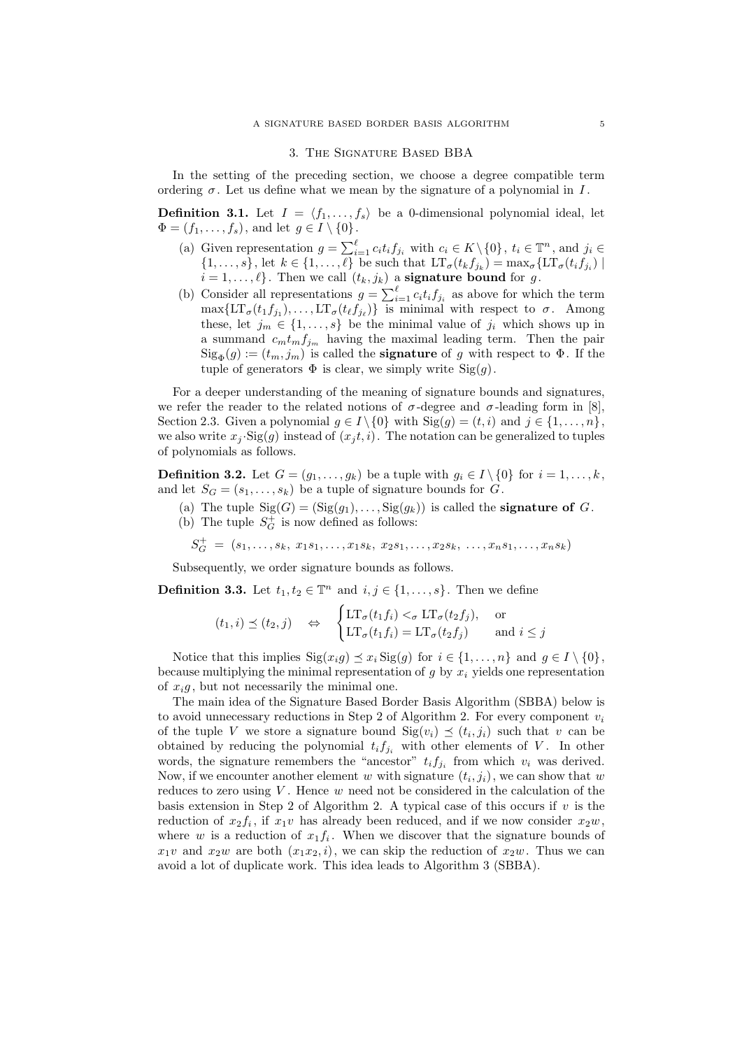## 3. The Signature Based BBA

In the setting of the preceding section, we choose a degree compatible term ordering $\sigma$. Let us define what we mean by the signature of a polynomial in $I$.

**Definition 3.1.** Let $I = \langle f_1, \dots, f_s \rangle$ be a 0-dimensional polynomial ideal, let $\Phi = (f_1, \dots, f_s)$, and let $g \in I \setminus \{0\}$.

(a) Given representation $g = \sum_{i=1}^{\ell} c_i t_i f_{j_i}$ with $c_i \in K \setminus \{0\}$, $t_i \in \mathbb{T}^n$, and $j_i \in \{1, \dots, s\}$, let $k \in \{1, \dots, \ell\}$ be such that $\mathrm{LT}_\sigma(t_k f_{j_k}) = \max_\sigma \{\mathrm{LT}_\sigma(t_i f_{j_i}) \mid i = 1, \dots, \ell\}$. Then we call $(t_k, j_k)$ a **signature bound** for $g$.

(b) Consider all representations $g = \sum_{i=1}^{\ell} c_i t_i f_{j_i}$ as above for which the term $\max\{\mathrm{LT}_\sigma(t_1 f_{j_1}), \dots, \mathrm{LT}_\sigma(t_\ell f_{j_\ell})\}$ is minimal with respect to $\sigma$. Among these, let $j_m \in \{1, \dots, s\}$ be the minimal value of $j_i$ which shows up in a summand $c_m t_m f_{j_m}$ having the maximal leading term. Then the pair $\mathrm{Sig}_\Phi(g) := (t_m, j_m)$ is called the **signature** of $g$ with respect to $\Phi$. If the tuple of generators $\Phi$ is clear, we simply write $\mathrm{Sig}(g)$.

For a deeper understanding of the meaning of signature bounds and signatures, we refer the reader to the related notions of $\sigma$-degree and $\sigma$-leading form in [8], Section 2.3. Given a polynomial $g \in I \setminus \{0\}$ with $\mathrm{Sig}(g) = (t, i)$ and $j \in \{1, \dots, n\}$, we also write $x_j \cdot \mathrm{Sig}(g)$ instead of $(x_j t, i)$. The notation can be generalized to tuples of polynomials as follows.

**Definition 3.2.** Let $G = (g_1, \dots, g_k)$ be a tuple with $g_i \in I \setminus \{0\}$ for $i = 1, \dots, k$, and let $S_G = (s_1, \dots, s_k)$ be a tuple of signature bounds for $G$.

(a) The tuple $\mathrm{Sig}(G) = (\mathrm{Sig}(g_1), \dots, \mathrm{Sig}(g_k))$ is called the **signature of** $G$.

(b) The tuple $S_G^+$ is now defined as follows:

$$S_G^+ = (s_1, \dots, s_k,\ x_1 s_1, \dots, x_1 s_k,\ x_2 s_1, \dots, x_2 s_k,\ \dots, x_n s_1, \dots, x_n s_k)$$

Subsequently, we order signature bounds as follows.

**Definition 3.3.** Let $t_1, t_2 \in \mathbb{T}^n$ and $i, j \in \{1, \dots, s\}$. Then we define

$$(t_1, i) \preceq (t_2, j) \quad \Leftrightarrow \quad \begin{cases} \mathrm{LT}_\sigma(t_1 f_i) <_\sigma \mathrm{LT}_\sigma(t_2 f_j), & \text{or} \\ \mathrm{LT}_\sigma(t_1 f_i) = \mathrm{LT}_\sigma(t_2 f_j) & \text{and } i \leq j \end{cases}$$

Notice that this implies $\mathrm{Sig}(x_i g) \preceq x_i \mathrm{Sig}(g)$ for $i \in \{1, \dots, n\}$ and $g \in I \setminus \{0\}$, because multiplying the minimal representation of $g$ by $x_i$ yields one representation of $x_i g$, but not necessarily the minimal one.

The main idea of the Signature Based Border Basis Algorithm (SBBA) below is to avoid unnecessary reductions in Step 2 of Algorithm 2. For every component $v_i$ of the tuple $V$ we store a signature bound $\mathrm{Sig}(v_i) \preceq (t_i, j_i)$ such that $v$ can be obtained by reducing the polynomial $t_i f_{j_i}$ with other elements of $V$. In other words, the signature remembers the "ancestor" $t_i f_{j_i}$ from which $v_i$ was derived. Now, if we encounter another element $w$ with signature $(t_i, j_i)$, we can show that $w$ reduces to zero using $V$. Hence $w$ need not be considered in the calculation of the basis extension in Step 2 of Algorithm 2. A typical case of this occurs if $v$ is the reduction of $x_2 f_i$, if $x_1 v$ has already been reduced, and if we now consider $x_2 w$, where $w$ is a reduction of $x_1 f_i$. When we discover that the signature bounds of $x_1 v$ and $x_2 w$ are both $(x_1 x_2, i)$, we can skip the reduction of $x_2 w$. Thus we can avoid a lot of duplicate work. This idea leads to Algorithm 3 (SBBA).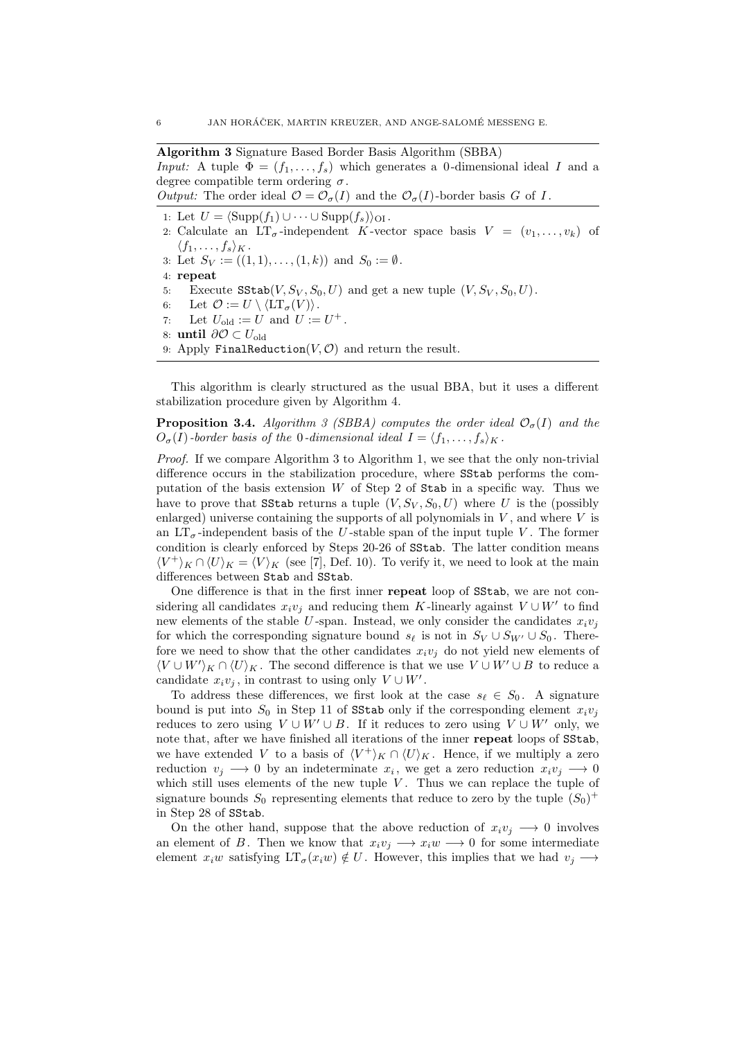**Algorithm 3** Signature Based Border Basis Algorithm (SBBA)

*Input:* A tuple $\Phi = (f_1, \dots, f_s)$ which generates a 0-dimensional ideal $I$ and a degree compatible term ordering $\sigma$.

*Output:* The order ideal $\mathcal{O} = \mathcal{O}_\sigma(I)$ and the $\mathcal{O}_\sigma(I)$-border basis $G$ of $I$.

1: Let $U = \langle \mathrm{Supp}(f_1) \cup \cdots \cup \mathrm{Supp}(f_s) \rangle_{\mathrm{OI}}$.
2: Calculate an $\mathrm{LT}_\sigma$-independent $K$-vector space basis $V = (v_1, \dots, v_k)$ of $\langle f_1, \dots, f_s \rangle_K$.
3: Let $S_V := ((1,1), \dots, (1,k))$ and $S_0 := \emptyset$.
4: **repeat**
5: Execute `SStab`$(V, S_V, S_0, U)$ and get a new tuple $(V, S_V, S_0, U)$.
6: Let $\mathcal{O} := U \setminus \langle \mathrm{LT}_\sigma(V) \rangle$.
7: Let $U_{\mathrm{old}} := U$ and $U := U^+$.
8: **until** $\partial\mathcal{O} \subset U_{\mathrm{old}}$
9: Apply `FinalReduction`$(V, \mathcal{O})$ and return the result.

This algorithm is clearly structured as the usual BBA, but it uses a different stabilization procedure given by Algorithm 4.

**Proposition 3.4.** *Algorithm 3 (SBBA) computes the order ideal $\mathcal{O}_\sigma(I)$ and the $O_\sigma(I)$-border basis of the 0-dimensional ideal $I = \langle f_1, \dots, f_s \rangle_K$.*

*Proof.* If we compare Algorithm 3 to Algorithm 1, we see that the only non-trivial difference occurs in the stabilization procedure, where `SStab` performs the computation of the basis extension $W$ of Step 2 of `Stab` in a specific way. Thus we have to prove that `SStab` returns a tuple $(V, S_V, S_0, U)$ where $U$ is the (possibly enlarged) universe containing the supports of all polynomials in $V$, and where $V$ is an $\mathrm{LT}_\sigma$-independent basis of the $U$-stable span of the input tuple $V$. The former condition is clearly enforced by Steps 20-26 of `SStab`. The latter condition means $\langle V^+ \rangle_K \cap \langle U \rangle_K = \langle V \rangle_K$ (see [7], Def. 10). To verify it, we need to look at the main differences between `Stab` and `SStab`.

One difference is that in the first inner **repeat** loop of `SStab`, we are not considering all candidates $x_i v_j$ and reducing them $K$-linearly against $V \cup W'$ to find new elements of the stable $U$-span. Instead, we only consider the candidates $x_i v_j$ for which the corresponding signature bound $s_\ell$ is not in $S_V \cup S_{W'} \cup S_0$. Therefore we need to show that the other candidates $x_i v_j$ do not yield new elements of $\langle V \cup W' \rangle_K \cap \langle U \rangle_K$. The second difference is that we use $V \cup W' \cup B$ to reduce a candidate $x_i v_j$, in contrast to using only $V \cup W'$.

To address these differences, we first look at the case $s_\ell \in S_0$. A signature bound is put into $S_0$ in Step 11 of `SStab` only if the corresponding element $x_i v_j$ reduces to zero using $V \cup W' \cup B$. If it reduces to zero using $V \cup W'$ only, we note that, after we have finished all iterations of the inner **repeat** loops of `SStab`, we have extended $V$ to a basis of $\langle V^+ \rangle_K \cap \langle U \rangle_K$. Hence, if we multiply a zero reduction $v_j \longrightarrow 0$ by an indeterminate $x_i$, we get a zero reduction $x_i v_j \longrightarrow 0$ which still uses elements of the new tuple $V$. Thus we can replace the tuple of signature bounds $S_0$ representing elements that reduce to zero by the tuple $(S_0)^+$ in Step 28 of `SStab`.

On the other hand, suppose that the above reduction of $x_i v_j \longrightarrow 0$ involves an element of $B$. Then we know that $x_i v_j \longrightarrow x_i w \longrightarrow 0$ for some intermediate element $x_i w$ satisfying $\mathrm{LT}_\sigma(x_i w) \notin U$. However, this implies that we had $v_j \longrightarrow$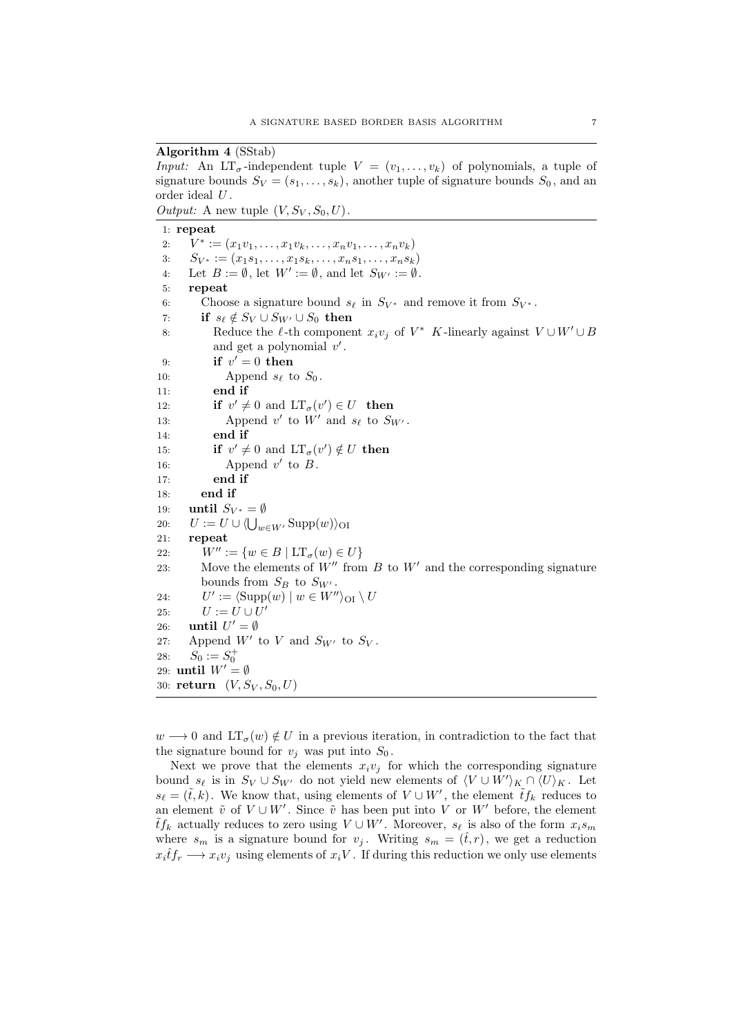**Algorithm 4** (SStab)

*Input:* An $\mathrm{LT}_\sigma$-independent tuple $V = (v_1, \dots, v_k)$ of polynomials, a tuple of signature bounds $S_V = (s_1, \dots, s_k)$, another tuple of signature bounds $S_0$, and an order ideal $U$.

*Output:* A new tuple $(V, S_V, S_0, U)$.

```
1:  repeat
2:     V* := (x_1 v_1, ..., x_1 v_k, ..., x_n v_1, ..., x_n v_k)
3:     S_{V*} := (x_1 s_1, ..., x_1 s_k, ..., x_n s_1, ..., x_n s_k)
4:     Let B := ∅, let W' := ∅, and let S_{W'} := ∅.
5:     repeat
6:        Choose a signature bound s_ℓ in S_{V*} and remove it from S_{V*}.
7:        if s_ℓ ∉ S_V ∪ S_{W'} ∪ S_0 then
8:           Reduce the ℓ-th component x_i v_j of V* K-linearly against V ∪ W' ∪ B
             and get a polynomial v'.
9:           if v' = 0 then
10:             Append s_ℓ to S_0.
11:          end if
12:          if v' ≠ 0 and LT_σ(v') ∈ U then
13:             Append v' to W' and s_ℓ to S_{W'}.
14:          end if
15:          if v' ≠ 0 and LT_σ(v') ∉ U then
16:             Append v' to B.
17:          end if
18:       end if
19:    until S_{V*} = ∅
20:    U := U ∪ ⟨⋃_{w ∈ W'} Supp(w)⟩_OI
21:    repeat
22:       W'' := {w ∈ B | LT_σ(w) ∈ U}
23:       Move the elements of W'' from B to W' and the corresponding signature
          bounds from S_B to S_{W'}.
24:       U' := ⟨Supp(w) | w ∈ W''⟩_OI \ U
25:       U := U ∪ U'
26:    until U' = ∅
27:    Append W' to V and S_{W'} to S_V.
28:    S_0 := S_0^+
29: until W' = ∅
30: return (V, S_V, S_0, U)
```

$w \longrightarrow 0$ and $\mathrm{LT}_\sigma(w) \notin U$ in a previous iteration, in contradiction to the fact that the signature bound for $v_j$ was put into $S_0$.

Next we prove that the elements $x_i v_j$ for which the corresponding signature bound $s_\ell$ is in $S_V \cup S_{W'}$ do not yield new elements of $\langle V \cup W' \rangle_K \cap \langle U \rangle_K$. Let $s_\ell = (\tilde{t}, k)$. We know that, using elements of $V \cup W'$, the element $\tilde{t} f_k$ reduces to an element $\tilde{v}$ of $V \cup W'$. Since $\tilde{v}$ has been put into $V$ or $W'$ before, the element $\tilde{t} f_k$ actually reduces to zero using $V \cup W'$. Moreover, $s_\ell$ is also of the form $x_i s_m$ where $s_m$ is a signature bound for $v_j$. Writing $s_m = (\hat{t}, r)$, we get a reduction $x_i \hat{t} f_r \longrightarrow x_i v_j$ using elements of $x_i V$. If during this reduction we only use elements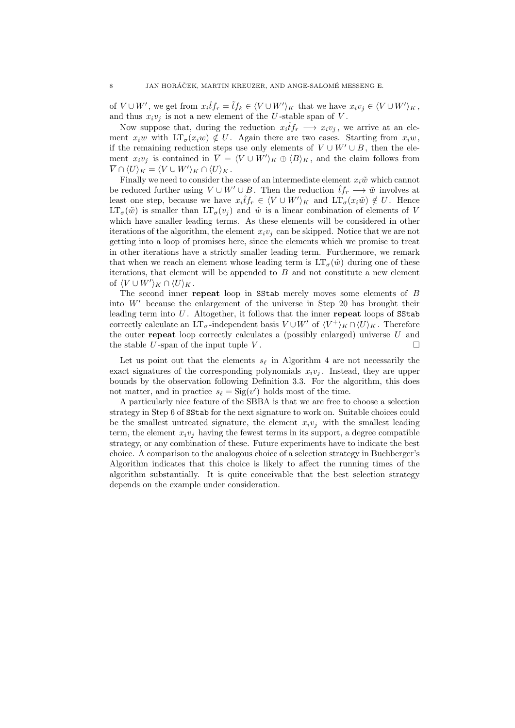of $V \cup W'$, we get from $x_i \hat{t} f_r = \tilde{t} f_k \in \langle V \cup W' \rangle_K$ that we have $x_i v_j \in \langle V \cup W' \rangle_K$, and thus $x_i v_j$ is not a new element of the $U$-stable span of $V$.

Now suppose that, during the reduction $x_i \hat{t} f_r \longrightarrow x_i v_j$, we arrive at an element $x_i w$ with $\mathrm{LT}_\sigma(x_i w) \notin U$. Again there are two cases. Starting from $x_i w$, if the remaining reduction steps use only elements of $V \cup W' \cup B$, then the element $x_i v_j$ is contained in $\overline{V} = \langle V \cup W' \rangle_K \oplus \langle B \rangle_K$, and the claim follows from $\overline{V} \cap \langle U \rangle_K = \langle V \cup W' \rangle_K \cap \langle U \rangle_K$.

Finally we need to consider the case of an intermediate element $x_i \tilde{w}$ which cannot be reduced further using $V \cup W' \cup B$. Then the reduction $\hat{t} f_r \longrightarrow \tilde{w}$ involves at least one step, because we have $x_i \hat{t} f_r \in \langle V \cup W' \rangle_K$ and $\mathrm{LT}_\sigma(x_i \tilde{w}) \notin U$. Hence $\mathrm{LT}_\sigma(\tilde{w})$ is smaller than $\mathrm{LT}_\sigma(v_j)$ and $\tilde{w}$ is a linear combination of elements of $V$ which have smaller leading terms. As these elements will be considered in other iterations of the algorithm, the element $x_i v_j$ can be skipped. Notice that we are not getting into a loop of promises here, since the elements which we promise to treat in other iterations have a strictly smaller leading term. Furthermore, we remark that when we reach an element whose leading term is $\mathrm{LT}_\sigma(\tilde{w})$ during one of these iterations, that element will be appended to $B$ and not constitute a new element of $\langle V \cup W' \rangle_K \cap \langle U \rangle_K$.

The second inner **repeat** loop in `SStab` merely moves some elements of $B$ into $W'$ because the enlargement of the universe in Step 20 has brought their leading term into $U$. Altogether, it follows that the inner **repeat** loops of `SStab` correctly calculate an $\mathrm{LT}_\sigma$-independent basis $V \cup W'$ of $\langle V^+ \rangle_K \cap \langle U \rangle_K$. Therefore the outer **repeat** loop correctly calculates a (possibly enlarged) universe $U$ and the stable $U$-span of the input tuple $V$. $\square$

Let us point out that the elements $s_\ell$ in Algorithm 4 are not necessarily the exact signatures of the corresponding polynomials $x_i v_j$. Instead, they are upper bounds by the observation following Definition 3.3. For the algorithm, this does not matter, and in practice $s_\ell = \mathrm{Sig}(v')$ holds most of the time.

A particularly nice feature of the SBBA is that we are free to choose a selection strategy in Step 6 of `SStab` for the next signature to work on. Suitable choices could be the smallest untreated signature, the element $x_i v_j$ with the smallest leading term, the element $x_i v_j$ having the fewest terms in its support, a degree compatible strategy, or any combination of these. Future experiments have to indicate the best choice. A comparison to the analogous choice of a selection strategy in Buchberger's Algorithm indicates that this choice is likely to affect the running times of the algorithm substantially. It is quite conceivable that the best selection strategy depends on the example under consideration.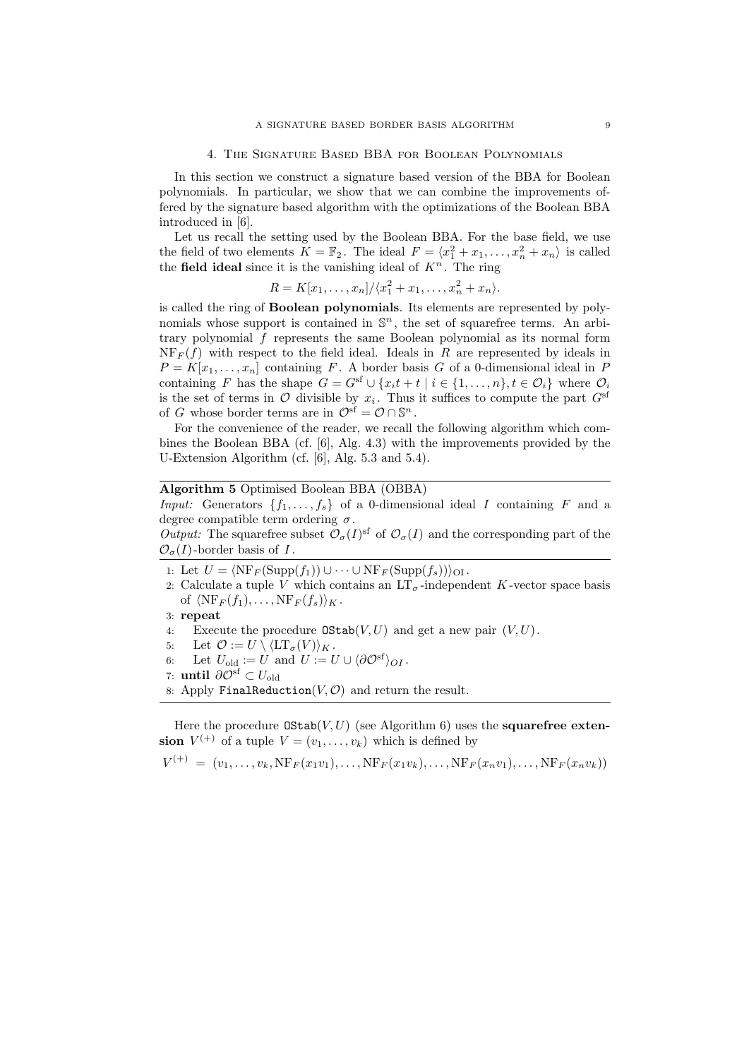## 4. The Signature Based BBA for Boolean Polynomials

In this section we construct a signature based version of the BBA for Boolean polynomials. In particular, we show that we can combine the improvements offered by the signature based algorithm with the optimizations of the Boolean BBA introduced in [6].

Let us recall the setting used by the Boolean BBA. For the base field, we use the field of two elements $K = \mathbb{F}_2$. The ideal $F = \langle x_1^2 + x_1, \ldots, x_n^2 + x_n \rangle$ is called the **field ideal** since it is the vanishing ideal of $K^n$. The ring

$$R = K[x_1, \ldots, x_n]/\langle x_1^2 + x_1, \ldots, x_n^2 + x_n \rangle.$$

is called the ring of **Boolean polynomials**. Its elements are represented by polynomials whose support is contained in $\mathbb{S}^n$, the set of squarefree terms. An arbitrary polynomial $f$ represents the same Boolean polynomial as its normal form $\mathrm{NF}_F(f)$ with respect to the field ideal. Ideals in $R$ are represented by ideals in $P = K[x_1, \ldots, x_n]$ containing $F$. A border basis $G$ of a 0-dimensional ideal in $P$ containing $F$ has the shape $G = G^{\mathrm{sf}} \cup \{x_i t + t \mid i \in \{1, \ldots, n\}, t \in \mathcal{O}_i\}$ where $\mathcal{O}_i$ is the set of terms in $\mathcal{O}$ divisible by $x_i$. Thus it suffices to compute the part $G^{\mathrm{sf}}$ of $G$ whose border terms are in $\mathcal{O}^{\mathrm{sf}} = \mathcal{O} \cap \mathbb{S}^n$.

For the convenience of the reader, we recall the following algorithm which combines the Boolean BBA (cf. [6], Alg. 4.3) with the improvements provided by the U-Extension Algorithm (cf. [6], Alg. 5.3 and 5.4).

**Algorithm 5** Optimised Boolean BBA (OBBA)

*Input:* Generators $\{f_1, \ldots, f_s\}$ of a 0-dimensional ideal $I$ containing $F$ and a degree compatible term ordering $\sigma$.

*Output:* The squarefree subset $\mathcal{O}_\sigma(I)^{\mathrm{sf}}$ of $\mathcal{O}_\sigma(I)$ and the corresponding part of the $\mathcal{O}_\sigma(I)$-border basis of $I$.

1: Let $U = \langle \mathrm{NF}_F(\mathrm{Supp}(f_1)) \cup \cdots \cup \mathrm{NF}_F(\mathrm{Supp}(f_s)) \rangle_{\mathrm{OI}}$.
2: Calculate a tuple $V$ which contains an $\mathrm{LT}_\sigma$-independent $K$-vector space basis of $\langle \mathrm{NF}_F(f_1), \ldots, \mathrm{NF}_F(f_s) \rangle_K$.
3: **repeat**
4: Execute the procedure `OStab`$(V, U)$ and get a new pair $(V, U)$.
5: Let $\mathcal{O} := U \setminus \langle \mathrm{LT}_\sigma(V) \rangle_K$.
6: Let $U_{\mathrm{old}} := U$ and $U := U \cup \langle \partial \mathcal{O}^{\mathrm{sf}} \rangle_{OI}$.
7: **until** $\partial \mathcal{O}^{\mathrm{sf}} \subset U_{\mathrm{old}}$
8: Apply `FinalReduction`$(V, \mathcal{O})$ and return the result.

Here the procedure `OStab`$(V, U)$ (see Algorithm 6) uses the **squarefree extension** $V^{(+)}$ of a tuple $V = (v_1, \ldots, v_k)$ which is defined by

$$V^{(+)} = (v_1, \ldots, v_k, \mathrm{NF}_F(x_1 v_1), \ldots, \mathrm{NF}_F(x_1 v_k), \ldots, \mathrm{NF}_F(x_n v_1), \ldots, \mathrm{NF}_F(x_n v_k))$$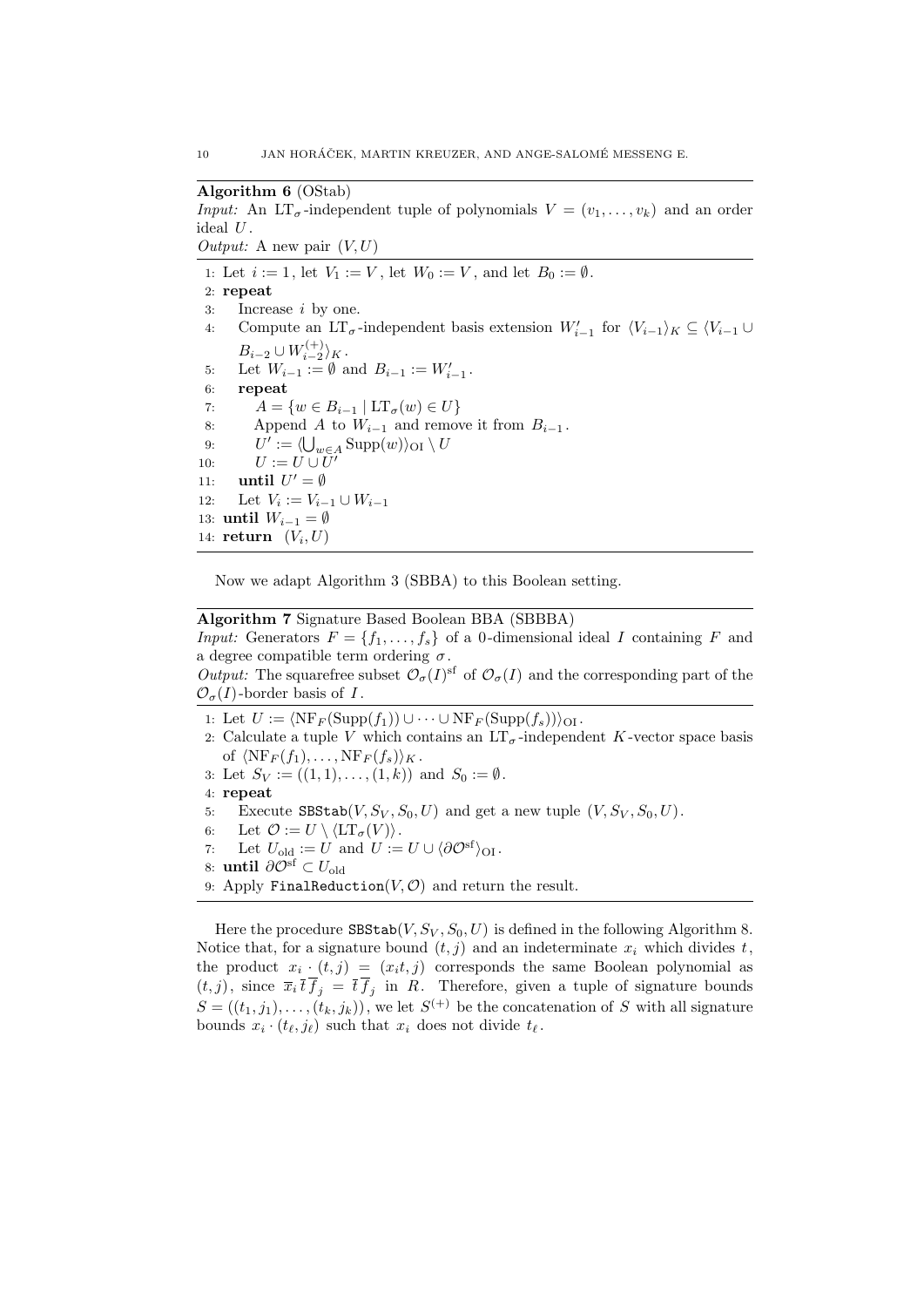**Algorithm 6** (OStab)
*Input:* An $\mathrm{LT}_\sigma$-independent tuple of polynomials $V = (v_1, \dots, v_k)$ and an order ideal $U$.
*Output:* A new pair $(V, U)$

```
1: Let i := 1, let V_1 := V, let W_0 := V, and let B_0 := ∅.
2: repeat
3:    Increase i by one.
4:    Compute an LT_σ-independent basis extension W'_{i-1} for ⟨V_{i-1}⟩_K ⊆ ⟨V_{i-1} ∪ B_{i-2} ∪ W_{i-2}^{(+)}⟩_K.
5:    Let W_{i-1} := ∅ and B_{i-1} := W'_{i-1}.
6:    repeat
7:       A = {w ∈ B_{i-1} | LT_σ(w) ∈ U}
8:       Append A to W_{i-1} and remove it from B_{i-1}.
9:       U' := ⟨⋃_{w∈A} Supp(w)⟩_OI \ U
10:      U := U ∪ U'
11:   until U' = ∅
12:   Let V_i := V_{i-1} ∪ W_{i-1}
13: until W_{i-1} = ∅
14: return (V_i, U)
```

Now we adapt Algorithm 3 (SBBA) to this Boolean setting.

**Algorithm 7** Signature Based Boolean BBA (SBBBA)
*Input:* Generators $F = \{f_1, \dots, f_s\}$ of a 0-dimensional ideal $I$ containing $F$ and a degree compatible term ordering $\sigma$.
*Output:* The squarefree subset $\mathcal{O}_\sigma(I)^{\mathrm{sf}}$ of $\mathcal{O}_\sigma(I)$ and the corresponding part of the $\mathcal{O}_\sigma(I)$-border basis of $I$.

```
1: Let U := ⟨NF_F(Supp(f_1)) ∪ ··· ∪ NF_F(Supp(f_s))⟩_OI.
2: Calculate a tuple V which contains an LT_σ-independent K-vector space basis of ⟨NF_F(f_1), ..., NF_F(f_s)⟩_K.
3: Let S_V := ((1,1), ..., (1,k)) and S_0 := ∅.
4: repeat
5:    Execute SBStab(V, S_V, S_0, U) and get a new tuple (V, S_V, S_0, U).
6:    Let O := U \ ⟨LT_σ(V)⟩.
7:    Let U_old := U and U := U ∪ ⟨∂O^sf⟩_OI.
8: until ∂O^sf ⊂ U_old
9: Apply FinalReduction(V, O) and return the result.
```

Here the procedure $\mathtt{SBStab}(V, S_V, S_0, U)$ is defined in the following Algorithm 8. Notice that, for a signature bound $(t, j)$ and an indeterminate $x_i$ which divides $t$, the product $x_i \cdot (t, j) = (x_i t, j)$ corresponds the same Boolean polynomial as $(t, j)$, since $\overline{x}_i \, \overline{t} \, \overline{f}_j = \overline{t} \, \overline{f}_j$ in $R$. Therefore, given a tuple of signature bounds $S = ((t_1, j_1), \dots, (t_k, j_k))$, we let $S^{(+)}$ be the concatenation of $S$ with all signature bounds $x_i \cdot (t_\ell, j_\ell)$ such that $x_i$ does not divide $t_\ell$.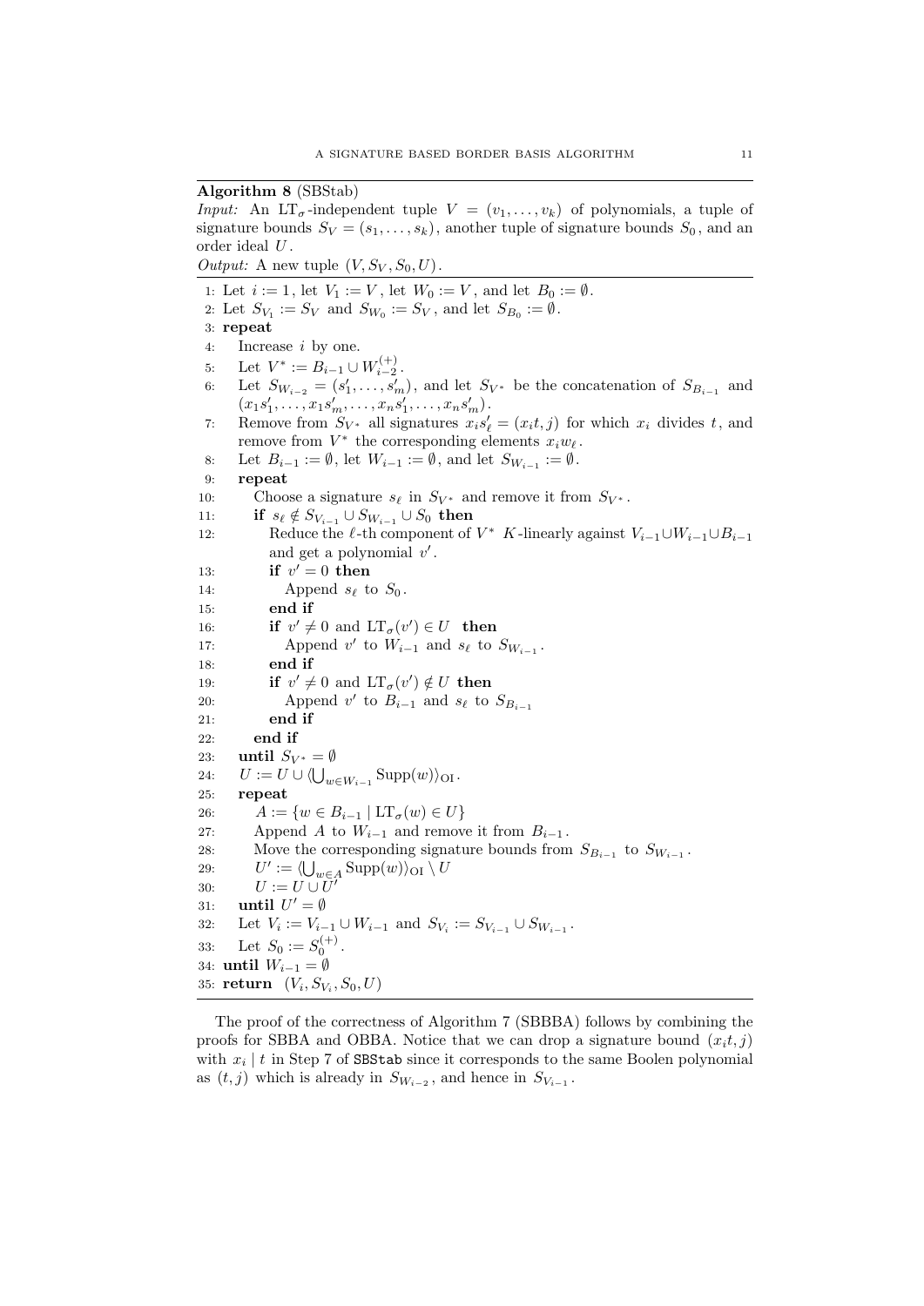**Algorithm 8** (SBStab)

*Input:* An $\mathrm{LT}_\sigma$-independent tuple $V = (v_1, \dots, v_k)$ of polynomials, a tuple of signature bounds $S_V = (s_1, \dots, s_k)$, another tuple of signature bounds $S_0$, and an order ideal $U$.

*Output:* A new tuple $(V, S_V, S_0, U)$.

```
1: Let i := 1, let V_1 := V, let W_0 := V, and let B_0 := ∅.
2: Let S_{V_1} := S_V and S_{W_0} := S_V, and let S_{B_0} := ∅.
3: repeat
4:    Increase i by one.
5:    Let V* := B_{i-1} ∪ W_{i-2}^{(+)}.
6:    Let S_{W_{i-2}} = (s'_1, ..., s'_m), and let S_{V*} be the concatenation of S_{B_{i-1}} and
      (x_1 s'_1, ..., x_1 s'_m, ..., x_n s'_1, ..., x_n s'_m).
7:    Remove from S_{V*} all signatures x_i s'_ℓ = (x_i t, j) for which x_i divides t, and
      remove from V* the corresponding elements x_i w_ℓ.
8:    Let B_{i-1} := ∅, let W_{i-1} := ∅, and let S_{W_{i-1}} := ∅.
9:    repeat
10:      Choose a signature s_ℓ in S_{V*} and remove it from S_{V*}.
11:      if s_ℓ ∉ S_{V_{i-1}} ∪ S_{W_{i-1}} ∪ S_0 then
12:         Reduce the ℓ-th component of V* K-linearly against V_{i-1} ∪ W_{i-1} ∪ B_{i-1}
            and get a polynomial v'.
13:         if v' = 0 then
14:            Append s_ℓ to S_0.
15:         end if
16:         if v' ≠ 0 and LT_σ(v') ∈ U then
17:            Append v' to W_{i-1} and s_ℓ to S_{W_{i-1}}.
18:         end if
19:         if v' ≠ 0 and LT_σ(v') ∉ U then
20:            Append v' to B_{i-1} and s_ℓ to S_{B_{i-1}}
21:         end if
22:      end if
23:   until S_{V*} = ∅
24:   U := U ∪ ⟨⋃_{w ∈ W_{i-1}} Supp(w)⟩_OI.
25:   repeat
26:      A := {w ∈ B_{i-1} | LT_σ(w) ∈ U}
27:      Append A to W_{i-1} and remove it from B_{i-1}.
28:      Move the corresponding signature bounds from S_{B_{i-1}} to S_{W_{i-1}}.
29:      U' := ⟨⋃_{w ∈ A} Supp(w)⟩_OI \ U
30:      U := U ∪ U'
31:   until U' = ∅
32:   Let V_i := V_{i-1} ∪ W_{i-1} and S_{V_i} := S_{V_{i-1}} ∪ S_{W_{i-1}}.
33:   Let S_0 := S_0^{(+)}.
34: until W_{i-1} = ∅
35: return (V_i, S_{V_i}, S_0, U)
```

The proof of the correctness of Algorithm 7 (SBBBA) follows by combining the proofs for SBBA and OBBA. Notice that we can drop a signature bound $(x_i t, j)$ with $x_i \mid t$ in Step 7 of `SBStab` since it corresponds to the same Boolen polynomial as $(t, j)$ which is already in $S_{W_{i-2}}$, and hence in $S_{V_{i-1}}$.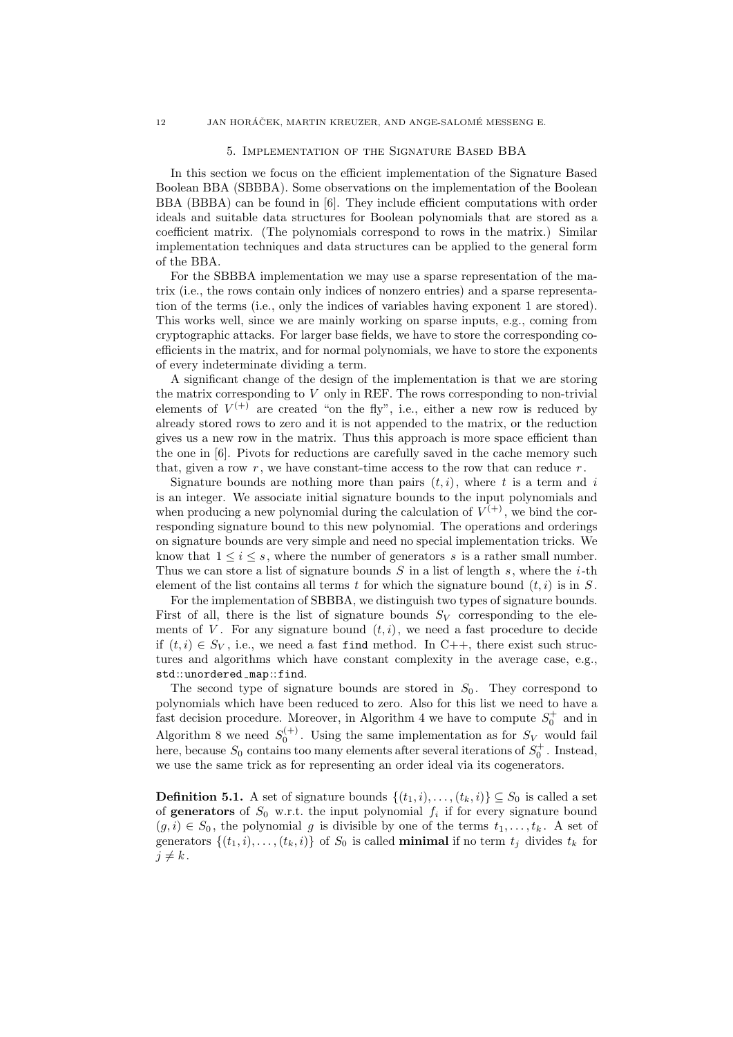## 5. Implementation of the Signature Based BBA

In this section we focus on the efficient implementation of the Signature Based Boolean BBA (SBBBA). Some observations on the implementation of the Boolean BBA (BBBA) can be found in [6]. They include efficient computations with order ideals and suitable data structures for Boolean polynomials that are stored as a coefficient matrix. (The polynomials correspond to rows in the matrix.) Similar implementation techniques and data structures can be applied to the general form of the BBA.

For the SBBBA implementation we may use a sparse representation of the matrix (i.e., the rows contain only indices of nonzero entries) and a sparse representation of the terms (i.e., only the indices of variables having exponent 1 are stored). This works well, since we are mainly working on sparse inputs, e.g., coming from cryptographic attacks. For larger base fields, we have to store the corresponding coefficients in the matrix, and for normal polynomials, we have to store the exponents of every indeterminate dividing a term.

A significant change of the design of the implementation is that we are storing the matrix corresponding to $V$ only in REF. The rows corresponding to non-trivial elements of $V^{(+)}$ are created "on the fly", i.e., either a new row is reduced by already stored rows to zero and it is not appended to the matrix, or the reduction gives us a new row in the matrix. Thus this approach is more space efficient than the one in [6]. Pivots for reductions are carefully saved in the cache memory such that, given a row $r$, we have constant-time access to the row that can reduce $r$.

Signature bounds are nothing more than pairs $(t, i)$, where $t$ is a term and $i$ is an integer. We associate initial signature bounds to the input polynomials and when producing a new polynomial during the calculation of $V^{(+)}$, we bind the corresponding signature bound to this new polynomial. The operations and orderings on signature bounds are very simple and need no special implementation tricks. We know that $1 \leq i \leq s$, where the number of generators $s$ is a rather small number. Thus we can store a list of signature bounds $S$ in a list of length $s$, where the $i$-th element of the list contains all terms $t$ for which the signature bound $(t, i)$ is in $S$.

For the implementation of SBBBA, we distinguish two types of signature bounds. First of all, there is the list of signature bounds $S_V$ corresponding to the elements of $V$. For any signature bound $(t, i)$, we need a fast procedure to decide if $(t, i) \in S_V$, i.e., we need a fast `find` method. In C++, there exist such structures and algorithms which have constant complexity in the average case, e.g., `std::unordered_map::find`.

The second type of signature bounds are stored in $S_0$. They correspond to polynomials which have been reduced to zero. Also for this list we need to have a fast decision procedure. Moreover, in Algorithm 4 we have to compute $S_0^+$ and in Algorithm 8 we need $S_0^{(+)}$. Using the same implementation as for $S_V$ would fail here, because $S_0$ contains too many elements after several iterations of $S_0^+$. Instead, we use the same trick as for representing an order ideal via its cogenerators.

**Definition 5.1.** A set of signature bounds $\{(t_1, i), \ldots, (t_k, i)\} \subseteq S_0$ is called a set of **generators** of $S_0$ w.r.t. the input polynomial $f_i$ if for every signature bound $(g, i) \in S_0$, the polynomial $g$ is divisible by one of the terms $t_1, \ldots, t_k$. A set of generators $\{(t_1, i), \ldots, (t_k, i)\}$ of $S_0$ is called **minimal** if no term $t_j$ divides $t_k$ for $j \neq k$.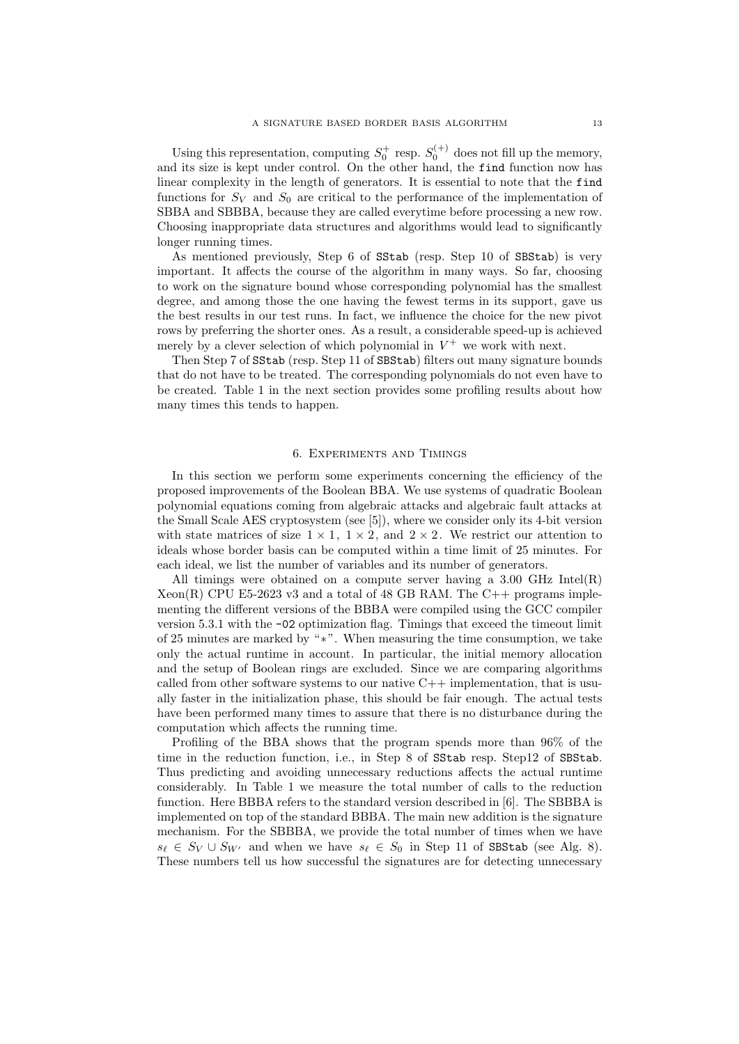Using this representation, computing $S_0^+$ resp. $S_0^{(+)}$ does not fill up the memory, and its size is kept under control. On the other hand, the `find` function now has linear complexity in the length of generators. It is essential to note that the `find` functions for $S_V$ and $S_0$ are critical to the performance of the implementation of SBBA and SBBBA, because they are called everytime before processing a new row. Choosing inappropriate data structures and algorithms would lead to significantly longer running times.

As mentioned previously, Step 6 of `SStab` (resp. Step 10 of `SBStab`) is very important. It affects the course of the algorithm in many ways. So far, choosing to work on the signature bound whose corresponding polynomial has the smallest degree, and among those the one having the fewest terms in its support, gave us the best results in our test runs. In fact, we influence the choice for the new pivot rows by preferring the shorter ones. As a result, a considerable speed-up is achieved merely by a clever selection of which polynomial in $V^+$ we work with next.

Then Step 7 of `SStab` (resp. Step 11 of `SBStab`) filters out many signature bounds that do not have to be treated. The corresponding polynomials do not even have to be created. Table 1 in the next section provides some profiling results about how many times this tends to happen.

## 6. Experiments and Timings

In this section we perform some experiments concerning the efficiency of the proposed improvements of the Boolean BBA. We use systems of quadratic Boolean polynomial equations coming from algebraic attacks and algebraic fault attacks at the Small Scale AES cryptosystem (see [5]), where we consider only its 4-bit version with state matrices of size $1 \times 1$, $1 \times 2$, and $2 \times 2$. We restrict our attention to ideals whose border basis can be computed within a time limit of 25 minutes. For each ideal, we list the number of variables and its number of generators.

All timings were obtained on a compute server having a 3.00 GHz Intel(R) Xeon(R) CPU E5-2623 v3 and a total of 48 GB RAM. The C++ programs implementing the different versions of the BBBA were compiled using the GCC compiler version 5.3.1 with the `-O2` optimization flag. Timings that exceed the timeout limit of 25 minutes are marked by "$*$". When measuring the time consumption, we take only the actual runtime in account. In particular, the initial memory allocation and the setup of Boolean rings are excluded. Since we are comparing algorithms called from other software systems to our native C++ implementation, that is usually faster in the initialization phase, this should be fair enough. The actual tests have been performed many times to assure that there is no disturbance during the computation which affects the running time.

Profiling of the BBA shows that the program spends more than 96% of the time in the reduction function, i.e., in Step 8 of `SStab` resp. Step12 of `SBStab`. Thus predicting and avoiding unnecessary reductions affects the actual runtime considerably. In Table 1 we measure the total number of calls to the reduction function. Here BBBA refers to the standard version described in [6]. The SBBBA is implemented on top of the standard BBBA. The main new addition is the signature mechanism. For the SBBBA, we provide the total number of times when we have $s_\ell \in S_V \cup S_{W'}$ and when we have $s_\ell \in S_0$ in Step 11 of `SBStab` (see Alg. 8). These numbers tell us how successful the signatures are for detecting unnecessary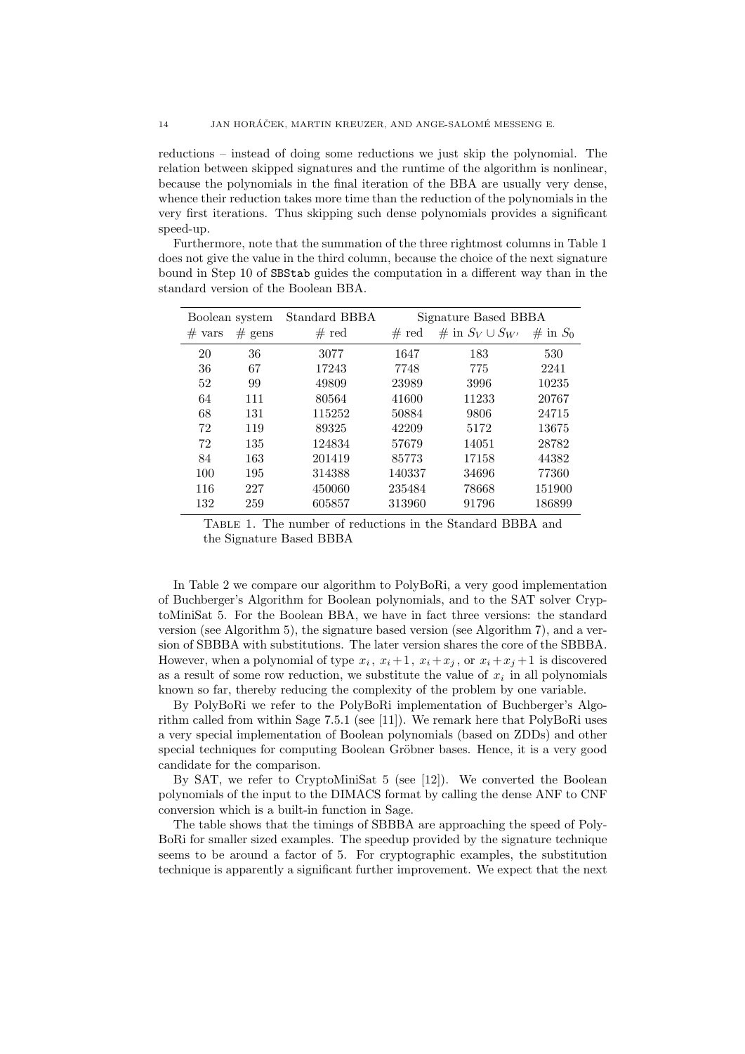reductions – instead of doing some reductions we just skip the polynomial. The relation between skipped signatures and the runtime of the algorithm is nonlinear, because the polynomials in the final iteration of the BBA are usually very dense, whence their reduction takes more time than the reduction of the polynomials in the very first iterations. Thus skipping such dense polynomials provides a significant speed-up.

Furthermore, note that the summation of the three rightmost columns in Table 1 does not give the value in the third column, because the choice of the next signature bound in Step 10 of `SBStab` guides the computation in a different way than in the standard version of the Boolean BBA.

| Boolean system | | Standard BBBA | Signature Based BBBA | | |
|---|---|---|---|---|---|
| # vars | # gens | # red | # red | # in $S_V \cup S_{W'}$ | # in $S_0$ |
| 20 | 36 | 3077 | 1647 | 183 | 530 |
| 36 | 67 | 17243 | 7748 | 775 | 2241 |
| 52 | 99 | 49809 | 23989 | 3996 | 10235 |
| 64 | 111 | 80564 | 41600 | 11233 | 20767 |
| 68 | 131 | 115252 | 50884 | 9806 | 24715 |
| 72 | 119 | 89325 | 42209 | 5172 | 13675 |
| 72 | 135 | 124834 | 57679 | 14051 | 28782 |
| 84 | 163 | 201419 | 85773 | 17158 | 44382 |
| 100 | 195 | 314388 | 140337 | 34696 | 77360 |
| 116 | 227 | 450060 | 235484 | 78668 | 151900 |
| 132 | 259 | 605857 | 313960 | 91796 | 186899 |

Table 1. The number of reductions in the Standard BBBA and the Signature Based BBBA

In Table 2 we compare our algorithm to PolyBoRi, a very good implementation of Buchberger's Algorithm for Boolean polynomials, and to the SAT solver CryptoMiniSat 5. For the Boolean BBA, we have in fact three versions: the standard version (see Algorithm 5), the signature based version (see Algorithm 7), and a version of SBBBA with substitutions. The later version shares the core of the SBBBA. However, when a polynomial of type $x_i$, $x_i + 1$, $x_i + x_j$, or $x_i + x_j + 1$ is discovered as a result of some row reduction, we substitute the value of $x_i$ in all polynomials known so far, thereby reducing the complexity of the problem by one variable.

By PolyBoRi we refer to the PolyBoRi implementation of Buchberger's Algorithm called from within Sage 7.5.1 (see [11]). We remark here that PolyBoRi uses a very special implementation of Boolean polynomials (based on ZDDs) and other special techniques for computing Boolean Gröbner bases. Hence, it is a very good candidate for the comparison.

By SAT, we refer to CryptoMiniSat 5 (see [12]). We converted the Boolean polynomials of the input to the DIMACS format by calling the dense ANF to CNF conversion which is a built-in function in Sage.

The table shows that the timings of SBBBA are approaching the speed of PolyBoRi for smaller sized examples. The speedup provided by the signature technique seems to be around a factor of 5. For cryptographic examples, the substitution technique is apparently a significant further improvement. We expect that the next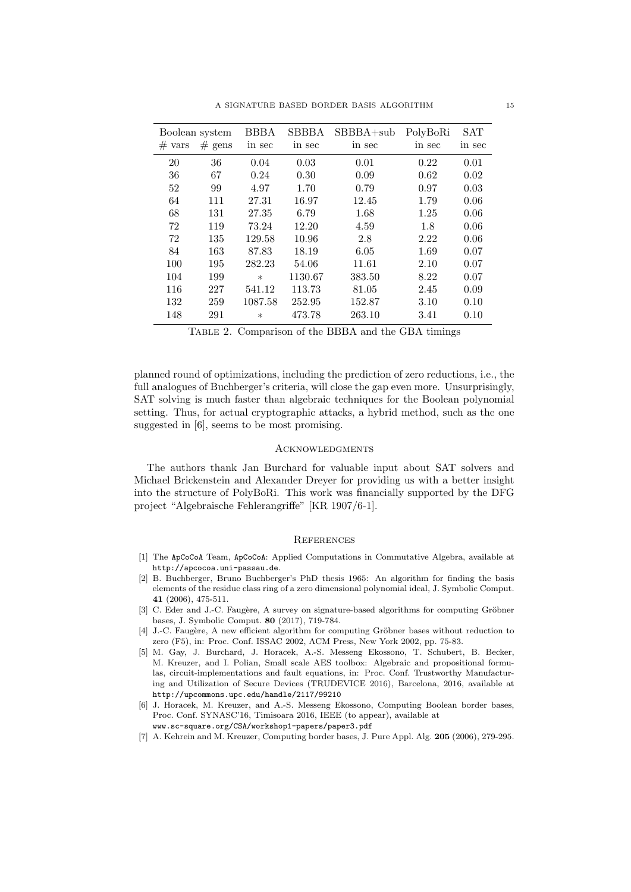| Boolean system | | BBBA | SBBBA | SBBBA+sub | PolyBoRi | SAT |
|---|---|---|---|---|---|---|
| # vars | # gens | in sec | in sec | in sec | in sec | in sec |
| 20 | 36 | 0.04 | 0.03 | 0.01 | 0.22 | 0.01 |
| 36 | 67 | 0.24 | 0.30 | 0.09 | 0.62 | 0.02 |
| 52 | 99 | 4.97 | 1.70 | 0.79 | 0.97 | 0.03 |
| 64 | 111 | 27.31 | 16.97 | 12.45 | 1.79 | 0.06 |
| 68 | 131 | 27.35 | 6.79 | 1.68 | 1.25 | 0.06 |
| 72 | 119 | 73.24 | 12.20 | 4.59 | 1.8 | 0.06 |
| 72 | 135 | 129.58 | 10.96 | 2.8 | 2.22 | 0.06 |
| 84 | 163 | 87.83 | 18.19 | 6.05 | 1.69 | 0.07 |
| 100 | 195 | 282.23 | 54.06 | 11.61 | 2.10 | 0.07 |
| 104 | 199 | $*$ | 1130.67 | 383.50 | 8.22 | 0.07 |
| 116 | 227 | 541.12 | 113.73 | 81.05 | 2.45 | 0.09 |
| 132 | 259 | 1087.58 | 252.95 | 152.87 | 3.10 | 0.10 |
| 148 | 291 | $*$ | 473.78 | 263.10 | 3.41 | 0.10 |

Table 2. Comparison of the BBBA and the GBA timings

planned round of optimizations, including the prediction of zero reductions, i.e., the full analogues of Buchberger's criteria, will close the gap even more. Unsurprisingly, SAT solving is much faster than algebraic techniques for the Boolean polynomial setting. Thus, for actual cryptographic attacks, a hybrid method, such as the one suggested in [6], seems to be most promising.

## Acknowledgments

The authors thank Jan Burchard for valuable input about SAT solvers and Michael Brickenstein and Alexander Dreyer for providing us with a better insight into the structure of PolyBoRi. This work was financially supported by the DFG project "Algebraische Fehlerangriffe" [KR 1907/6-1].

## References

[1] The ApCoCoA Team, ApCoCoA: Applied Computations in Commutative Algebra, available at http://apcocoa.uni-passau.de.

[2] B. Buchberger, Bruno Buchberger's PhD thesis 1965: An algorithm for finding the basis elements of the residue class ring of a zero dimensional polynomial ideal, J. Symbolic Comput. **41** (2006), 475-511.

[3] C. Eder and J.-C. Faugère, A survey on signature-based algorithms for computing Gröbner bases, J. Symbolic Comput. **80** (2017), 719-784.

[4] J.-C. Faugère, A new efficient algorithm for computing Gröbner bases without reduction to zero (F5), in: Proc. Conf. ISSAC 2002, ACM Press, New York 2002, pp. 75-83.

[5] M. Gay, J. Burchard, J. Horacek, A.-S. Messeng Ekossono, T. Schubert, B. Becker, M. Kreuzer, and I. Polian, Small scale AES toolbox: Algebraic and propositional formulas, circuit-implementations and fault equations, in: Proc. Conf. Trustworthy Manufacturing and Utilization of Secure Devices (TRUDEVICE 2016), Barcelona, 2016, available at http://upcommons.upc.edu/handle/2117/99210

[6] J. Horacek, M. Kreuzer, and A.-S. Messeng Ekossono, Computing Boolean border bases, Proc. Conf. SYNASC'16, Timisoara 2016, IEEE (to appear), available at www.sc-square.org/CSA/workshop1-papers/paper3.pdf

[7] A. Kehrein and M. Kreuzer, Computing border bases, J. Pure Appl. Alg. **205** (2006), 279-295.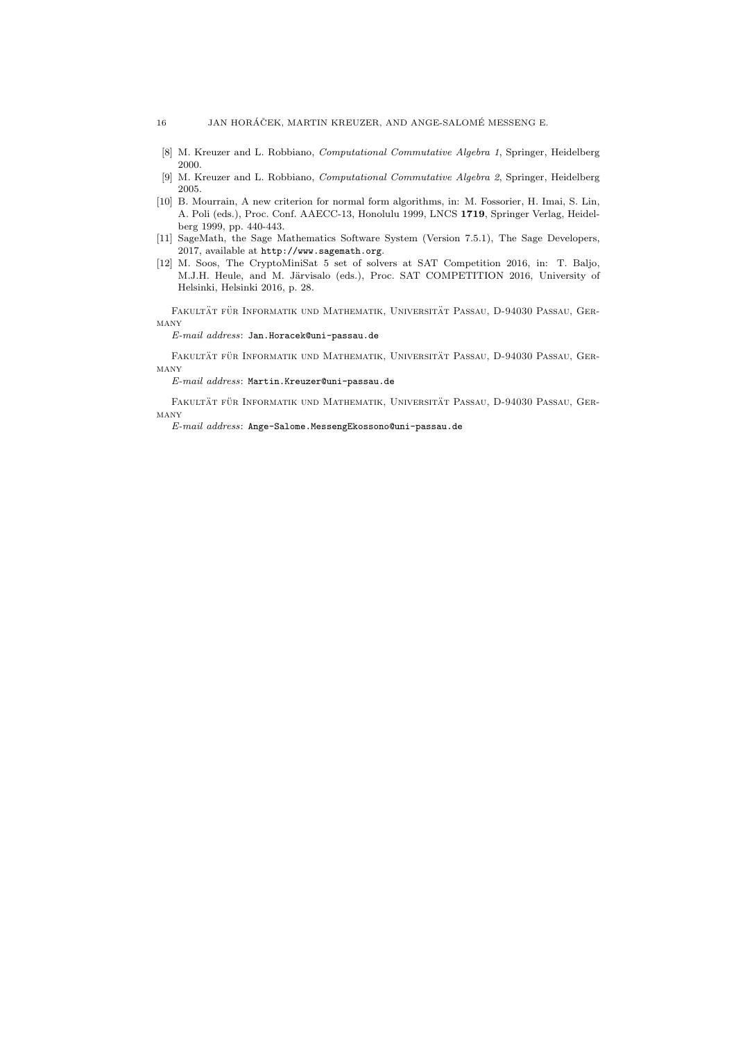[8] M. Kreuzer and L. Robbiano, *Computational Commutative Algebra 1*, Springer, Heidelberg 2000.

[9] M. Kreuzer and L. Robbiano, *Computational Commutative Algebra 2*, Springer, Heidelberg 2005.

[10] B. Mourrain, A new criterion for normal form algorithms, in: M. Fossorier, H. Imai, S. Lin, A. Poli (eds.), Proc. Conf. AAECC-13, Honolulu 1999, LNCS **1719**, Springer Verlag, Heidelberg 1999, pp. 440-443.

[11] SageMath, the Sage Mathematics Software System (Version 7.5.1), The Sage Developers, 2017, available at `http://www.sagemath.org`.

[12] M. Soos, The CryptoMiniSat 5 set of solvers at SAT Competition 2016, in: T. Baljo, M.J.H. Heule, and M. Järvisalo (eds.), Proc. SAT COMPETITION 2016, University of Helsinki, Helsinki 2016, p. 28.

Fakultät für Informatik und Mathematik, Universität Passau, D-94030 Passau, Germany

*E-mail address*: `Jan.Horacek@uni-passau.de`

Fakultät für Informatik und Mathematik, Universität Passau, D-94030 Passau, Germany

*E-mail address*: `Martin.Kreuzer@uni-passau.de`

Fakultät für Informatik und Mathematik, Universität Passau, D-94030 Passau, Germany

*E-mail address*: `Ange-Salome.MessengEkossono@uni-passau.de`